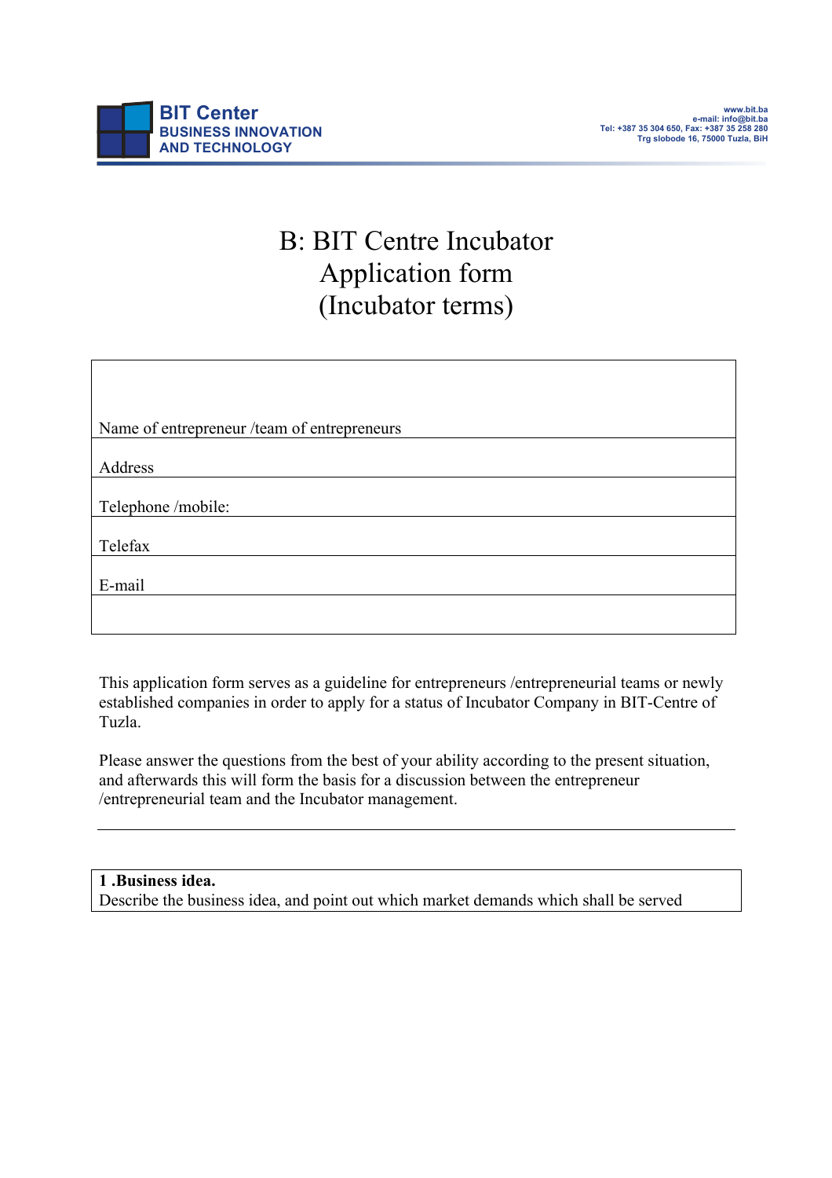BIT Center
BUSINESS INNOVATION
AND TECHNOLOGY

www.bit.ba
e-mail: info@bit.ba
Tel: +387 35 304 650, Fax: +387 35 258 280
Trg slobode 16, 75000 Tuzla, BiH

# B: BIT Centre Incubator Application form (Incubator terms)

| Name of entrepreneur /team of entrepreneurs |
|---|
| Address |
| Telephone /mobile: |
| Telefax |
| E-mail |
| |

This application form serves as a guideline for entrepreneurs /entrepreneurial teams or newly established companies in order to apply for a status of Incubator Company in BIT-Centre of Tuzla.

Please answer the questions from the best of your ability according to the present situation, and afterwards this will form the basis for a discussion between the entrepreneur /entrepreneurial team and the Incubator management.

---

| **1 .Business idea.**<br>Describe the business idea, and point out which market demands which shall be served |
|---|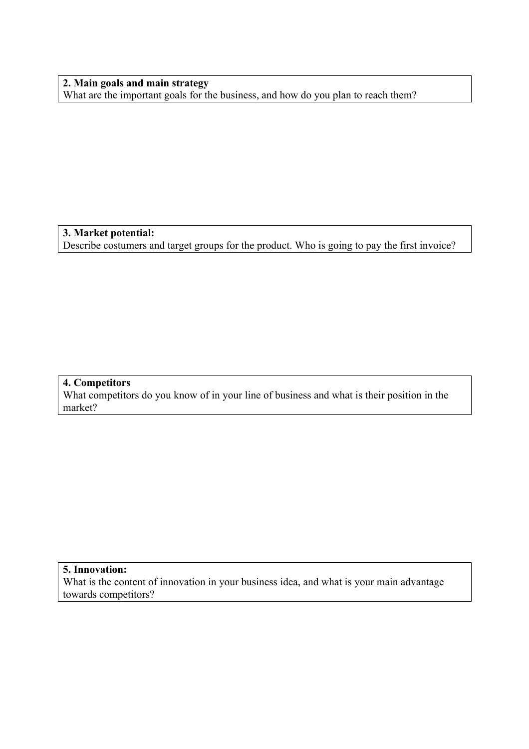**2. Main goals and main strategy**
What are the important goals for the business, and how do you plan to reach them?

**3. Market potential:**
Describe costumers and target groups for the product. Who is going to pay the first invoice?

**4. Competitors**
What competitors do you know of in your line of business and what is their position in the market?

**5. Innovation:**
What is the content of innovation in your business idea, and what is your main advantage towards competitors?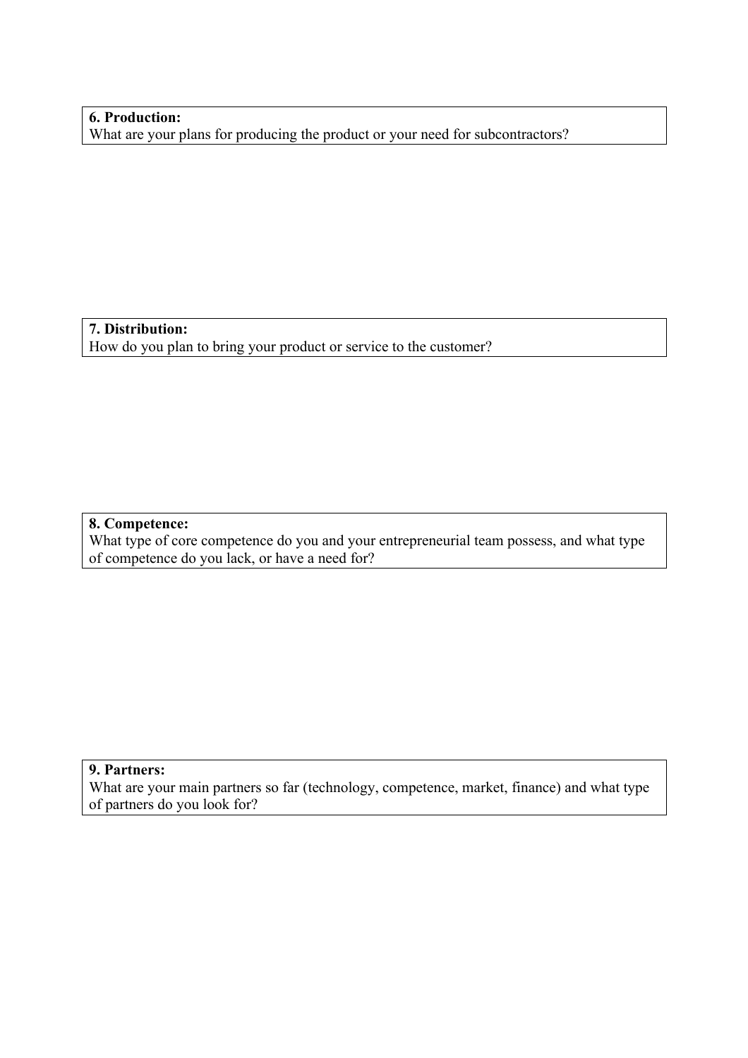**6. Production:**
What are your plans for producing the product or your need for subcontractors?

**7. Distribution:**
How do you plan to bring your product or service to the customer?

**8. Competence:**
What type of core competence do you and your entrepreneurial team possess, and what type of competence do you lack, or have a need for?

**9. Partners:**
What are your main partners so far (technology, competence, market, finance) and what type of partners do you look for?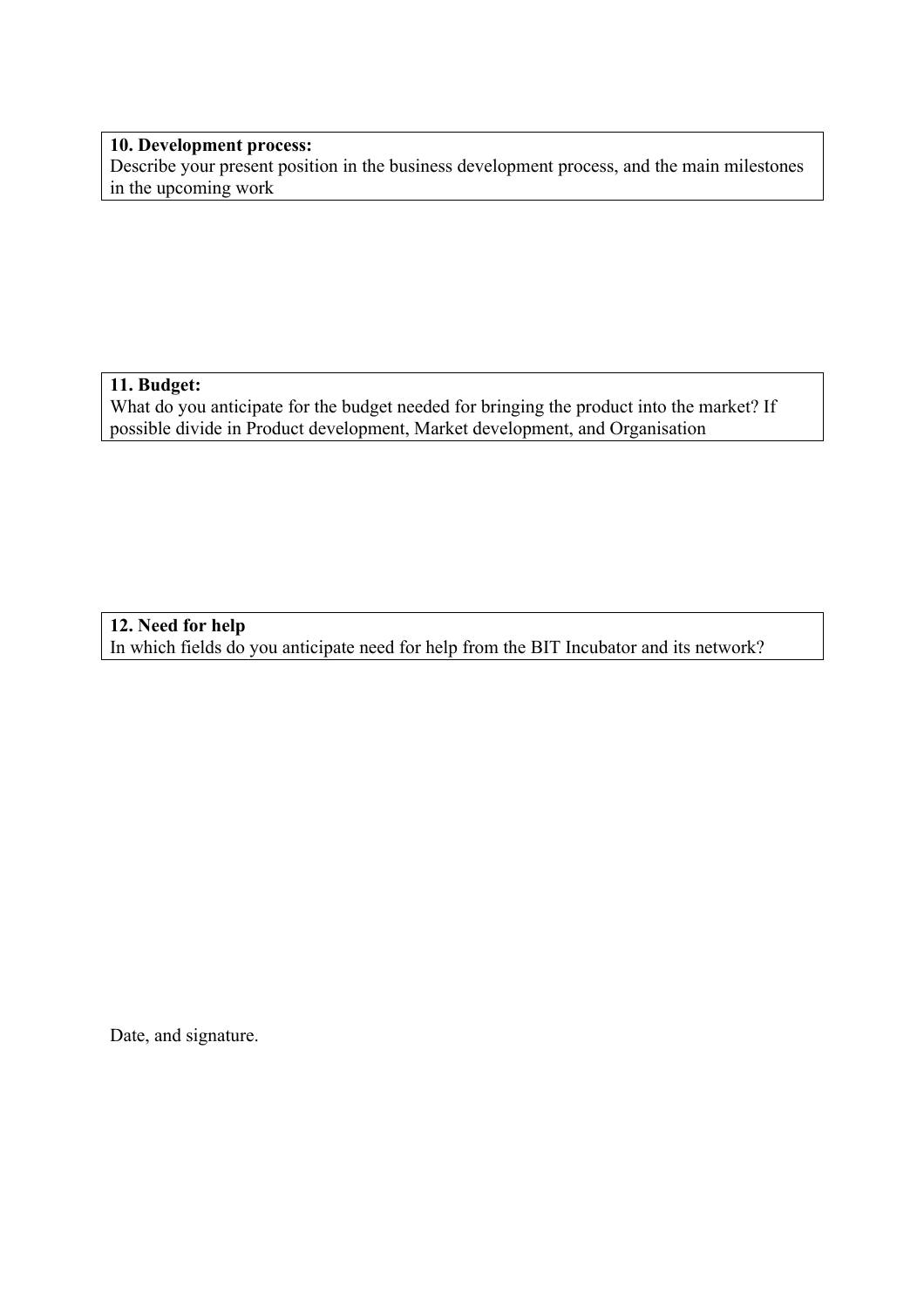**10. Development process:**
Describe your present position in the business development process, and the main milestones in the upcoming work

**11. Budget:**
What do you anticipate for the budget needed for bringing the product into the market? If possible divide in Product development, Market development, and Organisation

**12. Need for help**
In which fields do you anticipate need for help from the BIT Incubator and its network?

Date, and signature.